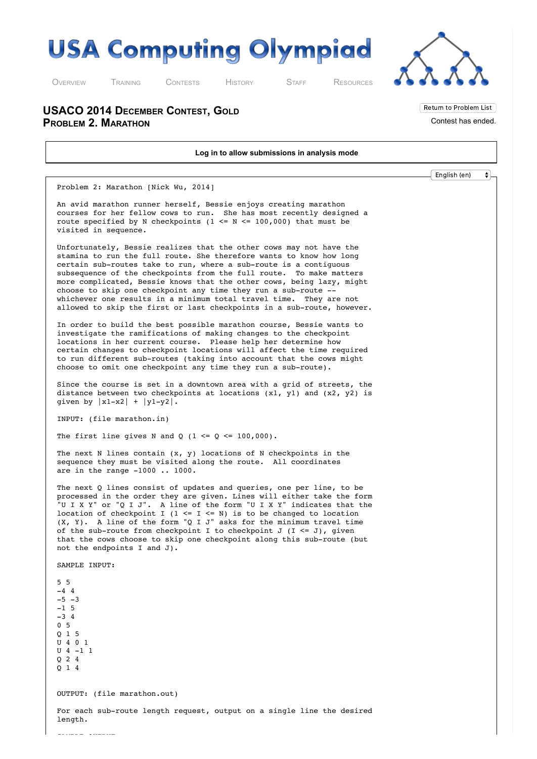# USA Computing Olympiad

OVERVIEW   TRAINING   CONTESTS   HISTORY   STAFF   RESOURCES

## USACO 2014 December Contest, Gold
## Problem 2. Marathon

Return to Problem List

Contest has ended.

**Log in to allow submissions in analysis mode**

English (en)

```
Problem 2: Marathon [Nick Wu, 2014]

An avid marathon runner herself, Bessie enjoys creating marathon
courses for her fellow cows to run.  She has most recently designed a
route specified by N checkpoints (1 <= N <= 100,000) that must be
visited in sequence.

Unfortunately, Bessie realizes that the other cows may not have the
stamina to run the full route. She therefore wants to know how long
certain sub-routes take to run, where a sub-route is a contiguous
subsequence of the checkpoints from the full route.  To make matters
more complicated, Bessie knows that the other cows, being lazy, might
choose to skip one checkpoint any time they run a sub-route --
whichever one results in a minimum total travel time.  They are not
allowed to skip the first or last checkpoints in a sub-route, however.

In order to build the best possible marathon course, Bessie wants to
investigate the ramifications of making changes to the checkpoint
locations in her current course.  Please help her determine how
certain changes to checkpoint locations will affect the time required
to run different sub-routes (taking into account that the cows might
choose to omit one checkpoint any time they run a sub-route).

Since the course is set in a downtown area with a grid of streets, the
distance between two checkpoints at locations (x1, y1) and (x2, y2) is
given by |x1-x2| + |y1-y2|.

INPUT: (file marathon.in)

The first line gives N and Q (1 <= Q <= 100,000).

The next N lines contain (x, y) locations of N checkpoints in the
sequence they must be visited along the route.  All coordinates
are in the range -1000 .. 1000.

The next Q lines consist of updates and queries, one per line, to be
processed in the order they are given. Lines will either take the form
"U I X Y" or "Q I J".  A line of the form "U I X Y" indicates that the
location of checkpoint I (1 <= I <= N) is to be changed to location
(X, Y).  A line of the form "Q I J" asks for the minimum travel time
of the sub-route from checkpoint I to checkpoint J (I <= J), given
that the cows choose to skip one checkpoint along this sub-route (but
not the endpoints I and J).

SAMPLE INPUT:

5 5
-4 4
-5 -3
-1 5
-3 4
0 5
Q 1 5
U 4 0 1
U 4 -1 1
Q 2 4
Q 1 4


OUTPUT: (file marathon.out)

For each sub-route length request, output on a single line the desired
length.
```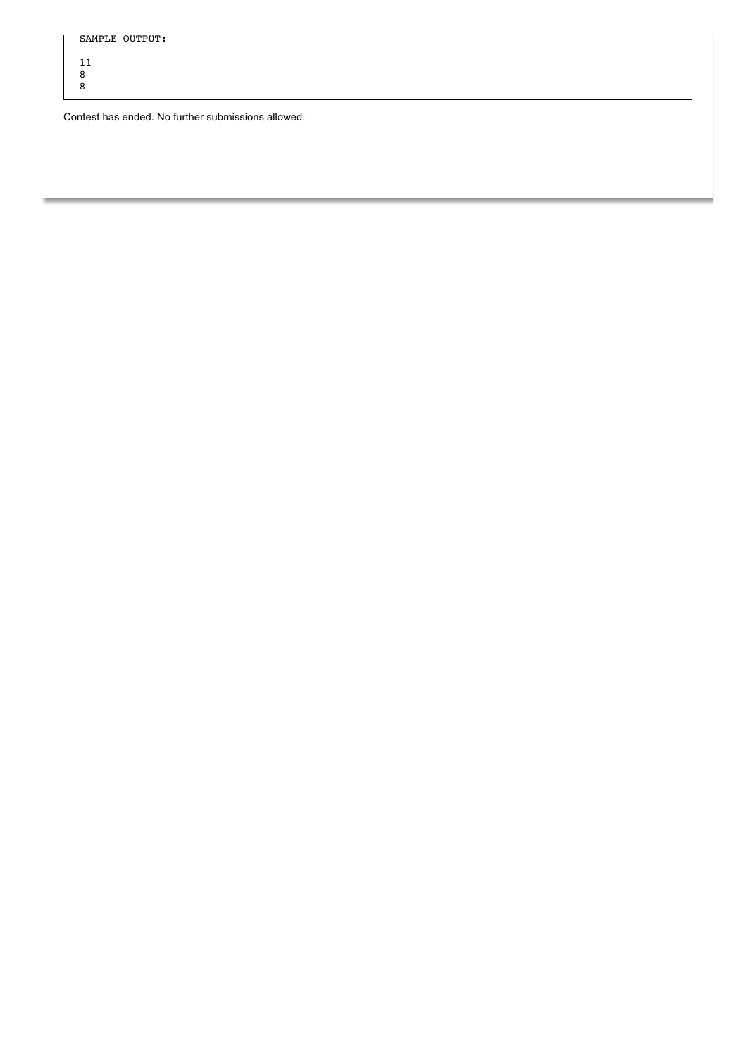```
SAMPLE OUTPUT:

11
8
8
```

Contest has ended. No further submissions allowed.